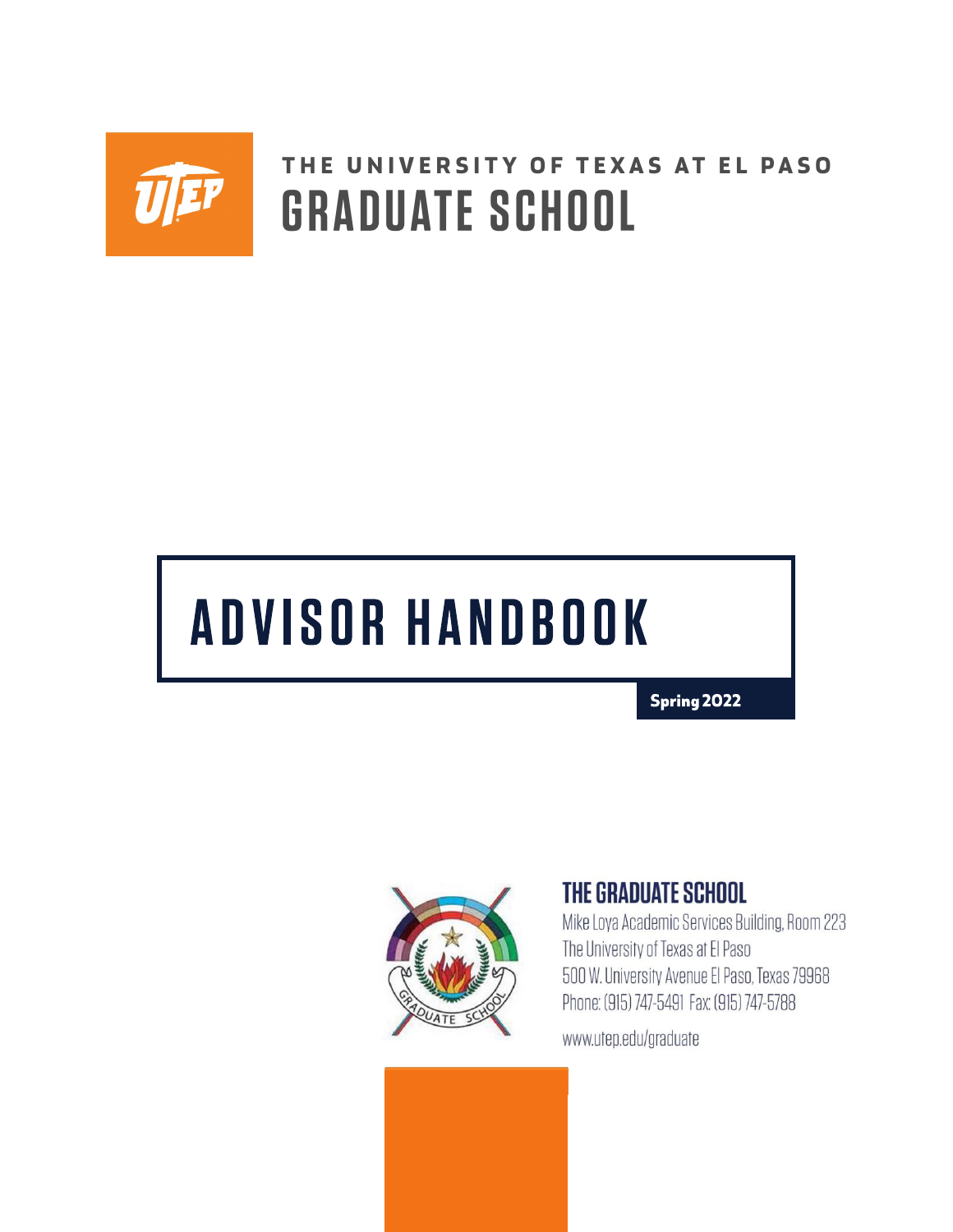THE UNIVERSITY OF TEXAS AT EL PASO

# GRADUATE SCHOOL

# ADVISOR HANDBOOK

**Spring 2022**

## THE GRADUATE SCHOOL

Mike Loya Academic Services Building, Room 223
The University of Texas at El Paso
500 W. University Avenue El Paso, Texas 79968
Phone: (915) 747-5491 Fax: (915) 747-5788

www.utep.edu/graduate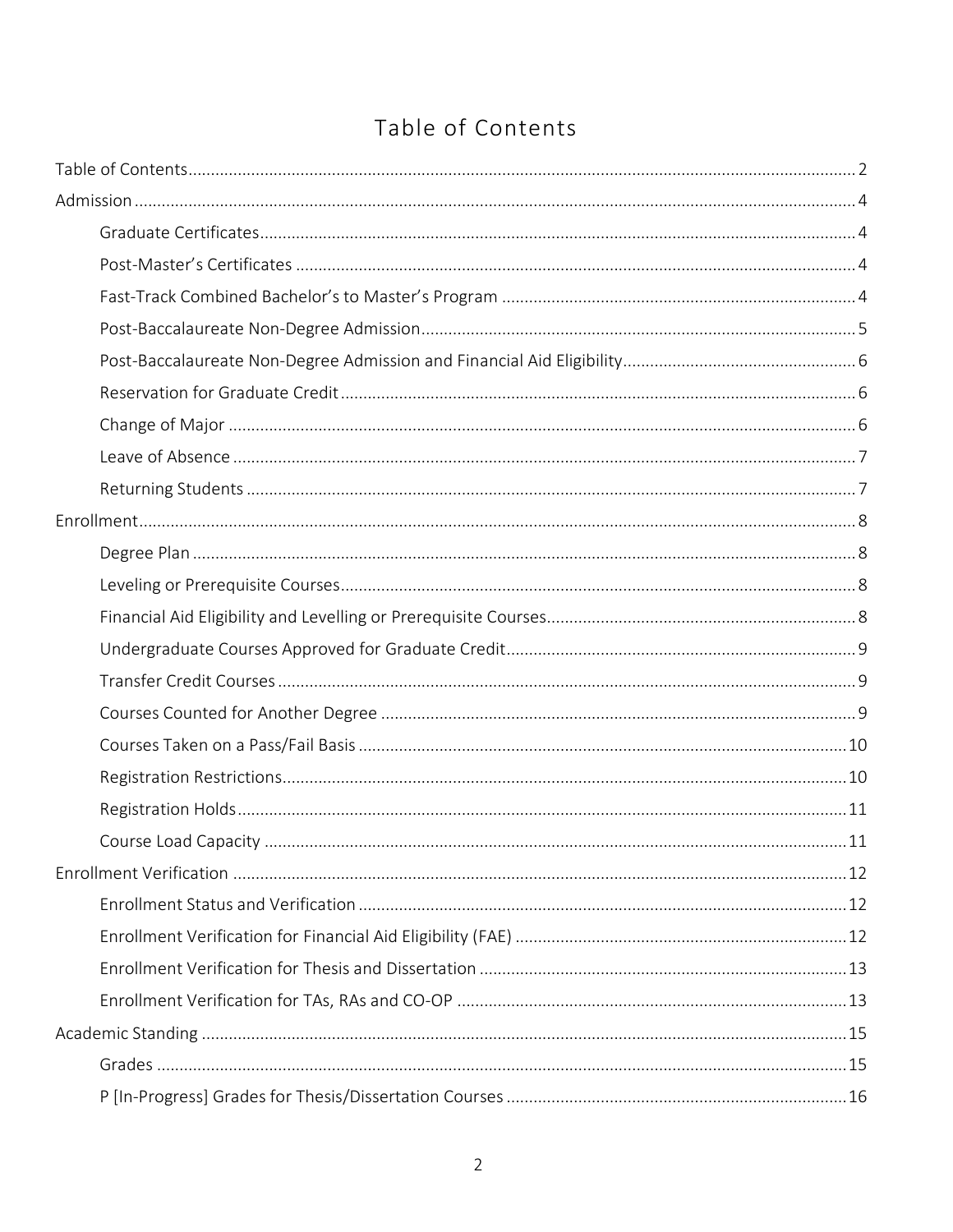# Table of Contents

- Table of Contents ..... 2
- Admission ..... 4
  - Graduate Certificates ..... 4
  - Post-Master's Certificates ..... 4
  - Fast-Track Combined Bachelor's to Master's Program ..... 4
  - Post-Baccalaureate Non-Degree Admission ..... 5
  - Post-Baccalaureate Non-Degree Admission and Financial Aid Eligibility ..... 6
  - Reservation for Graduate Credit ..... 6
  - Change of Major ..... 6
  - Leave of Absence ..... 7
  - Returning Students ..... 7
- Enrollment ..... 8
  - Degree Plan ..... 8
  - Leveling or Prerequisite Courses ..... 8
  - Financial Aid Eligibility and Levelling or Prerequisite Courses ..... 8
  - Undergraduate Courses Approved for Graduate Credit ..... 9
  - Transfer Credit Courses ..... 9
  - Courses Counted for Another Degree ..... 9
  - Courses Taken on a Pass/Fail Basis ..... 10
  - Registration Restrictions ..... 10
  - Registration Holds ..... 11
  - Course Load Capacity ..... 11
- Enrollment Verification ..... 12
  - Enrollment Status and Verification ..... 12
  - Enrollment Verification for Financial Aid Eligibility (FAE) ..... 12
  - Enrollment Verification for Thesis and Dissertation ..... 13
  - Enrollment Verification for TAs, RAs and CO-OP ..... 13
- Academic Standing ..... 15
  - Grades ..... 15
  - P [In-Progress] Grades for Thesis/Dissertation Courses ..... 16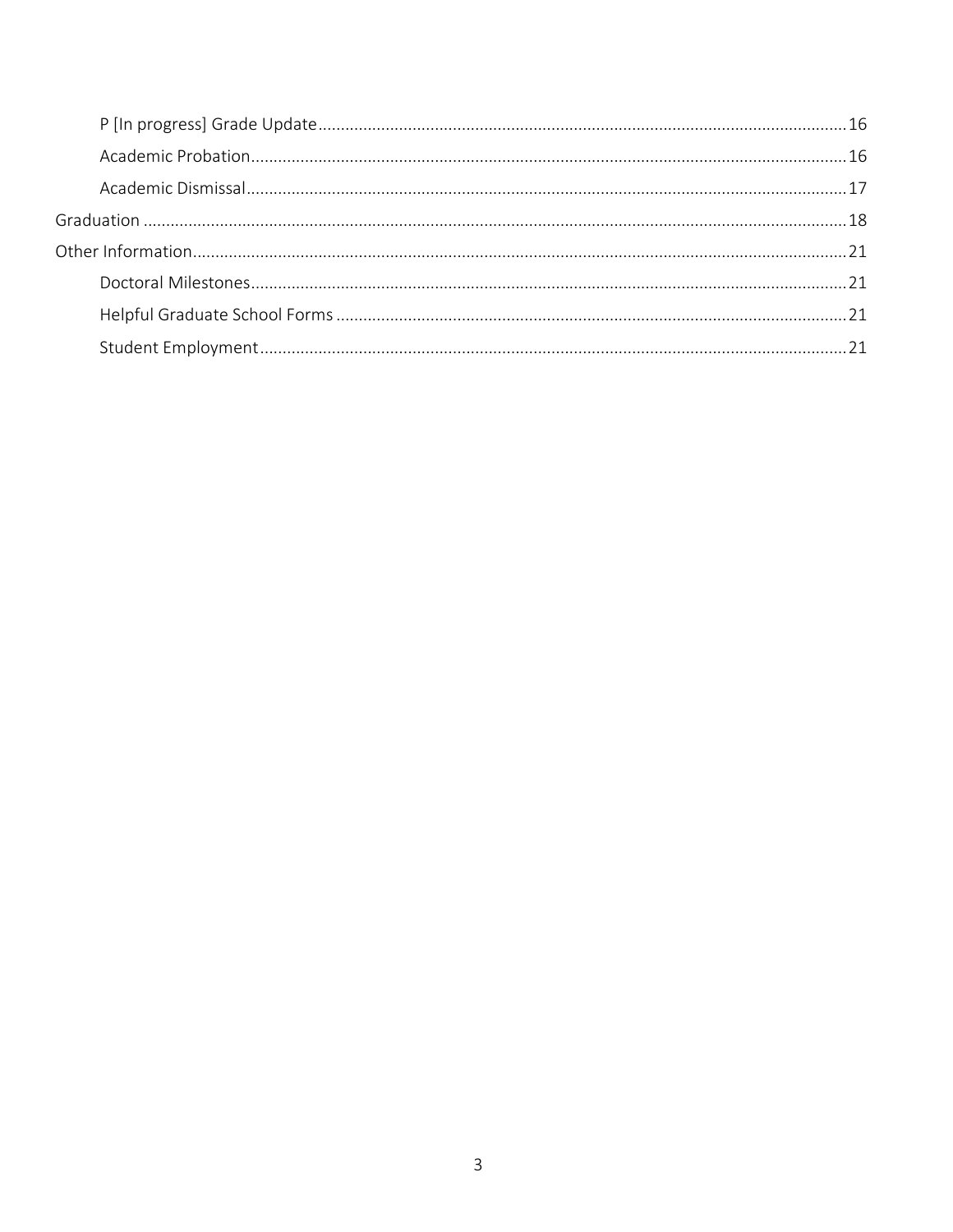- P [In progress] Grade Update ........ 16
- Academic Probation ........ 16
- Academic Dismissal ........ 17

Graduation ........ 18

Other Information ........ 21

- Doctoral Milestones ........ 21
- Helpful Graduate School Forms ........ 21
- Student Employment ........ 21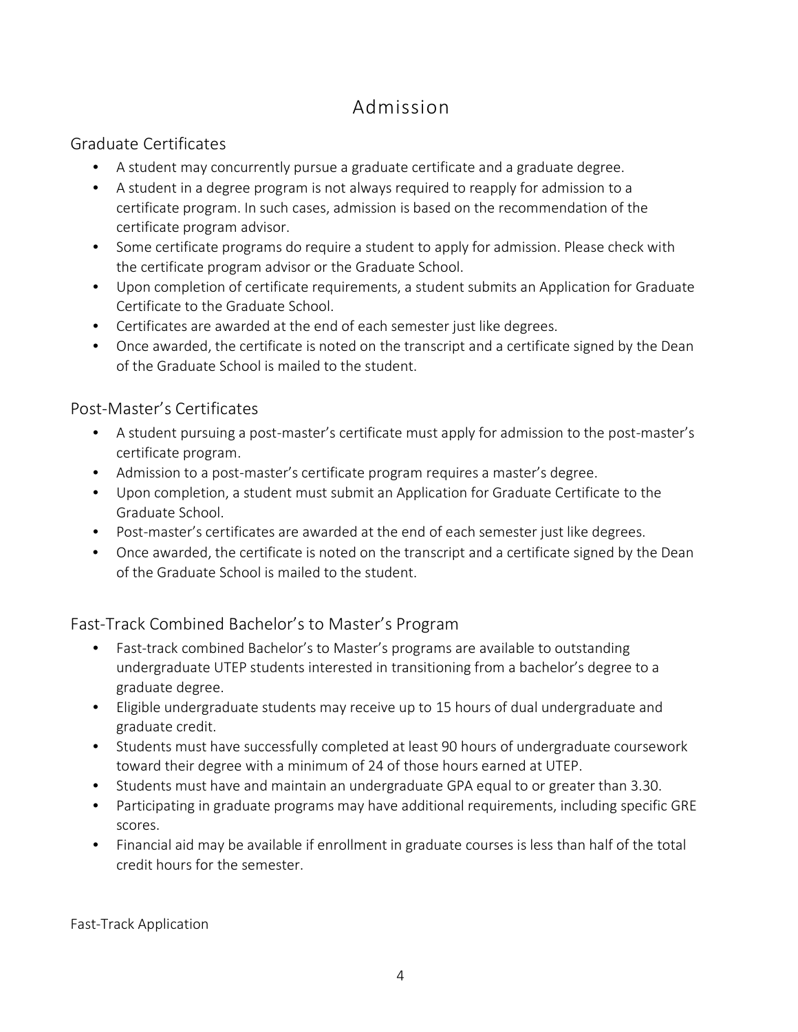# Admission

## Graduate Certificates

- A student may concurrently pursue a graduate certificate and a graduate degree.
- A student in a degree program is not always required to reapply for admission to a certificate program. In such cases, admission is based on the recommendation of the certificate program advisor.
- Some certificate programs do require a student to apply for admission. Please check with the certificate program advisor or the Graduate School.
- Upon completion of certificate requirements, a student submits an Application for Graduate Certificate to the Graduate School.
- Certificates are awarded at the end of each semester just like degrees.
- Once awarded, the certificate is noted on the transcript and a certificate signed by the Dean of the Graduate School is mailed to the student.

## Post-Master's Certificates

- A student pursuing a post-master's certificate must apply for admission to the post-master's certificate program.
- Admission to a post-master's certificate program requires a master's degree.
- Upon completion, a student must submit an Application for Graduate Certificate to the Graduate School.
- Post-master's certificates are awarded at the end of each semester just like degrees.
- Once awarded, the certificate is noted on the transcript and a certificate signed by the Dean of the Graduate School is mailed to the student.

## Fast-Track Combined Bachelor's to Master's Program

- Fast-track combined Bachelor's to Master's programs are available to outstanding undergraduate UTEP students interested in transitioning from a bachelor's degree to a graduate degree.
- Eligible undergraduate students may receive up to 15 hours of dual undergraduate and graduate credit.
- Students must have successfully completed at least 90 hours of undergraduate coursework toward their degree with a minimum of 24 of those hours earned at UTEP.
- Students must have and maintain an undergraduate GPA equal to or greater than 3.30.
- Participating in graduate programs may have additional requirements, including specific GRE scores.
- Financial aid may be available if enrollment in graduate courses is less than half of the total credit hours for the semester.

Fast-Track Application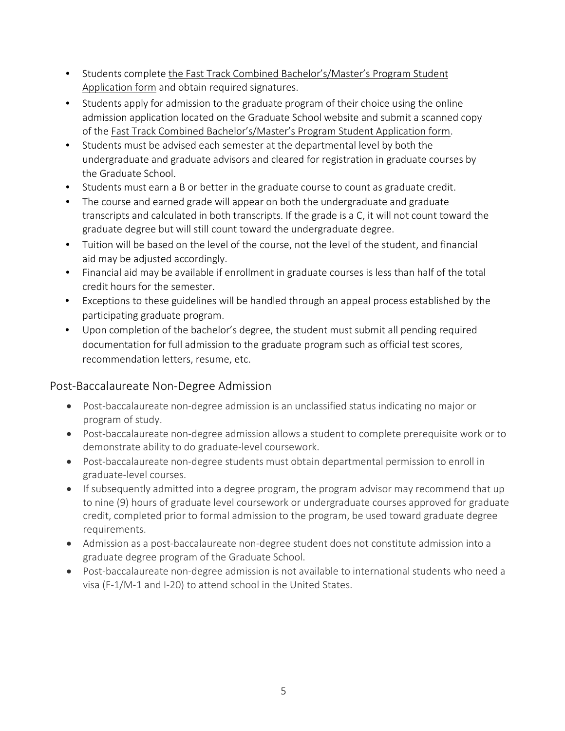- Students complete the Fast Track Combined Bachelor's/Master's Program Student Application form and obtain required signatures.
- Students apply for admission to the graduate program of their choice using the online admission application located on the Graduate School website and submit a scanned copy of the Fast Track Combined Bachelor's/Master's Program Student Application form.
- Students must be advised each semester at the departmental level by both the undergraduate and graduate advisors and cleared for registration in graduate courses by the Graduate School.
- Students must earn a B or better in the graduate course to count as graduate credit.
- The course and earned grade will appear on both the undergraduate and graduate transcripts and calculated in both transcripts. If the grade is a C, it will not count toward the graduate degree but will still count toward the undergraduate degree.
- Tuition will be based on the level of the course, not the level of the student, and financial aid may be adjusted accordingly.
- Financial aid may be available if enrollment in graduate courses is less than half of the total credit hours for the semester.
- Exceptions to these guidelines will be handled through an appeal process established by the participating graduate program.
- Upon completion of the bachelor's degree, the student must submit all pending required documentation for full admission to the graduate program such as official test scores, recommendation letters, resume, etc.

## Post-Baccalaureate Non-Degree Admission

- Post-baccalaureate non-degree admission is an unclassified status indicating no major or program of study.
- Post-baccalaureate non-degree admission allows a student to complete prerequisite work or to demonstrate ability to do graduate-level coursework.
- Post-baccalaureate non-degree students must obtain departmental permission to enroll in graduate-level courses.
- If subsequently admitted into a degree program, the program advisor may recommend that up to nine (9) hours of graduate level coursework or undergraduate courses approved for graduate credit, completed prior to formal admission to the program, be used toward graduate degree requirements.
- Admission as a post-baccalaureate non-degree student does not constitute admission into a graduate degree program of the Graduate School.
- Post-baccalaureate non-degree admission is not available to international students who need a visa (F-1/M-1 and I-20) to attend school in the United States.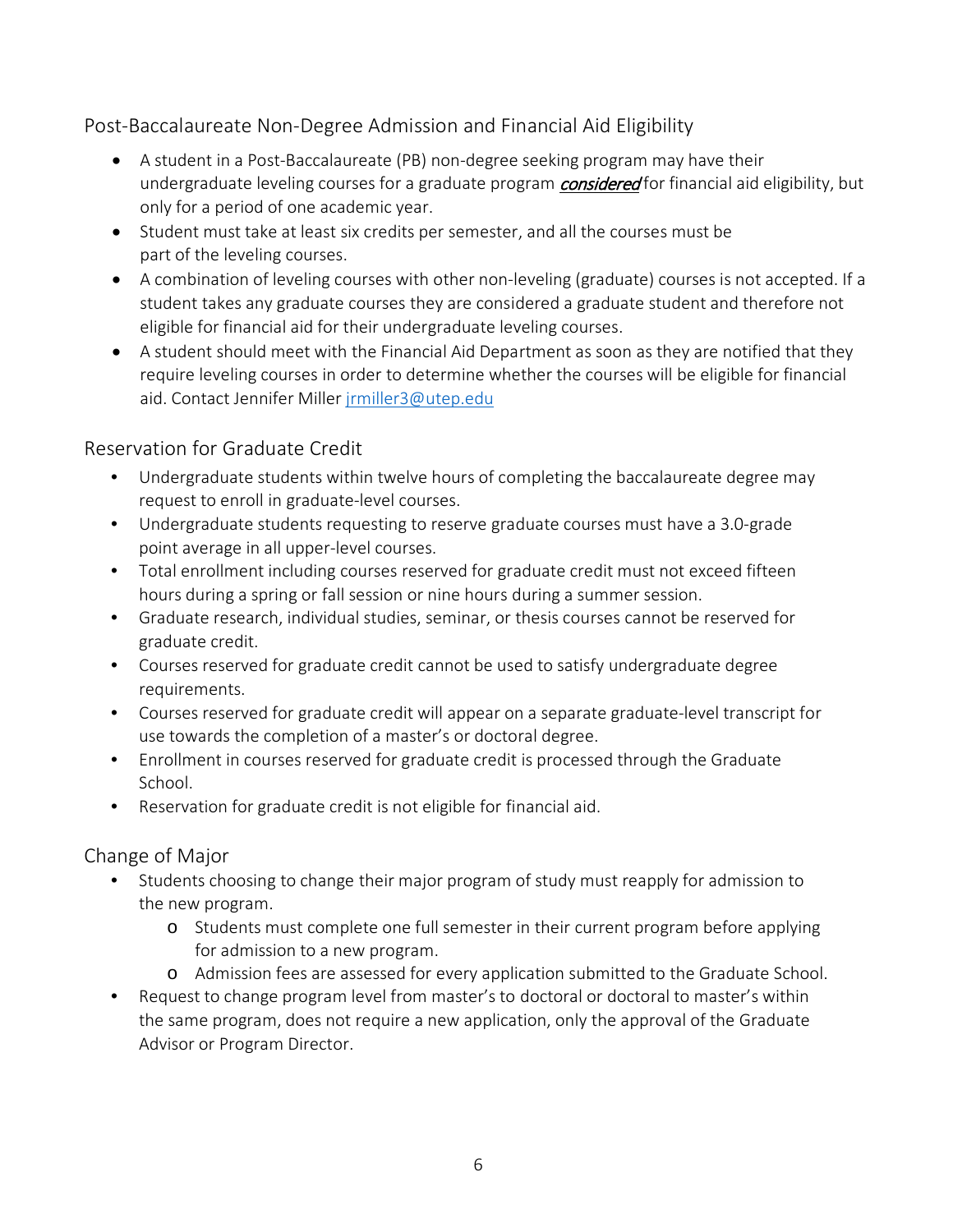## Post-Baccalaureate Non-Degree Admission and Financial Aid Eligibility

- A student in a Post-Baccalaureate (PB) non-degree seeking program may have their undergraduate leveling courses for a graduate program ***considered*** for financial aid eligibility, but only for a period of one academic year.
- Student must take at least six credits per semester, and all the courses must be part of the leveling courses.
- A combination of leveling courses with other non-leveling (graduate) courses is not accepted. If a student takes any graduate courses they are considered a graduate student and therefore not eligible for financial aid for their undergraduate leveling courses.
- A student should meet with the Financial Aid Department as soon as they are notified that they require leveling courses in order to determine whether the courses will be eligible for financial aid. Contact Jennifer Miller jrmiller3@utep.edu

## Reservation for Graduate Credit

- Undergraduate students within twelve hours of completing the baccalaureate degree may request to enroll in graduate-level courses.
- Undergraduate students requesting to reserve graduate courses must have a 3.0-grade point average in all upper-level courses.
- Total enrollment including courses reserved for graduate credit must not exceed fifteen hours during a spring or fall session or nine hours during a summer session.
- Graduate research, individual studies, seminar, or thesis courses cannot be reserved for graduate credit.
- Courses reserved for graduate credit cannot be used to satisfy undergraduate degree requirements.
- Courses reserved for graduate credit will appear on a separate graduate-level transcript for use towards the completion of a master's or doctoral degree.
- Enrollment in courses reserved for graduate credit is processed through the Graduate School.
- Reservation for graduate credit is not eligible for financial aid.

## Change of Major

- Students choosing to change their major program of study must reapply for admission to the new program.
  - Students must complete one full semester in their current program before applying for admission to a new program.
  - Admission fees are assessed for every application submitted to the Graduate School.
- Request to change program level from master's to doctoral or doctoral to master's within the same program, does not require a new application, only the approval of the Graduate Advisor or Program Director.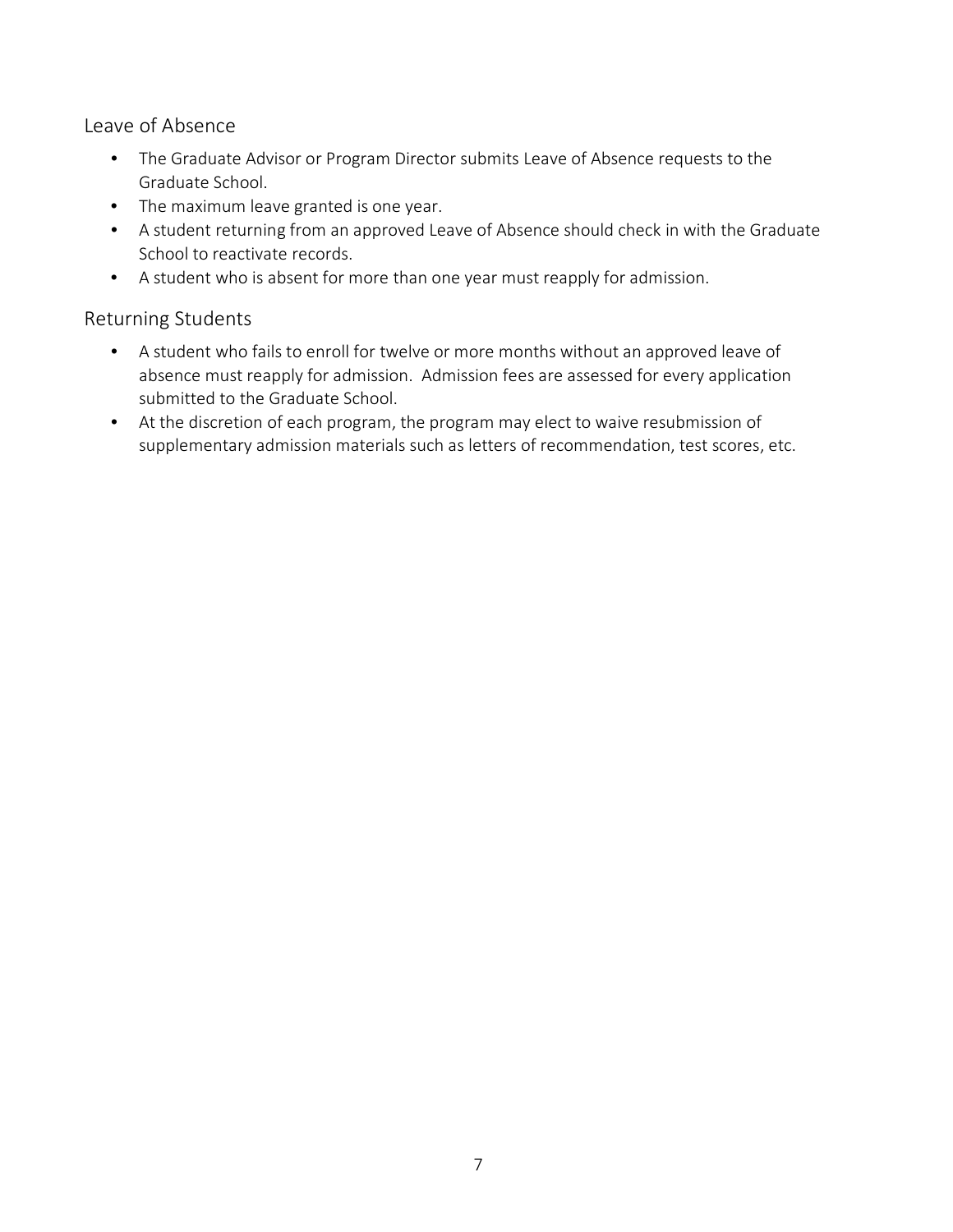## Leave of Absence

- The Graduate Advisor or Program Director submits Leave of Absence requests to the Graduate School.
- The maximum leave granted is one year.
- A student returning from an approved Leave of Absence should check in with the Graduate School to reactivate records.
- A student who is absent for more than one year must reapply for admission.

## Returning Students

- A student who fails to enroll for twelve or more months without an approved leave of absence must reapply for admission. Admission fees are assessed for every application submitted to the Graduate School.
- At the discretion of each program, the program may elect to waive resubmission of supplementary admission materials such as letters of recommendation, test scores, etc.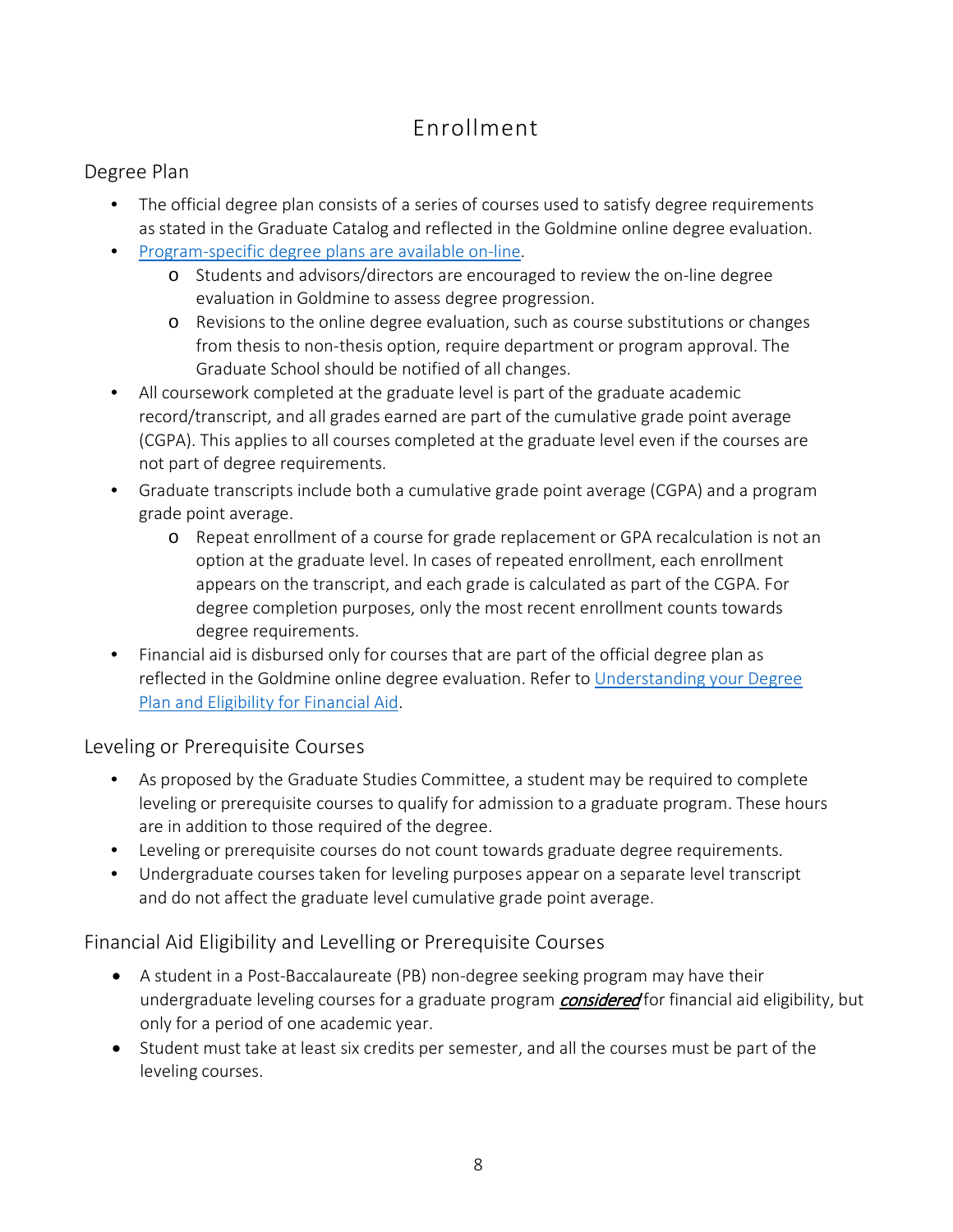# Enrollment

## Degree Plan

- The official degree plan consists of a series of courses used to satisfy degree requirements as stated in the Graduate Catalog and reflected in the Goldmine online degree evaluation.
- [Program-specific degree plans are available on-line](#).
  - Students and advisors/directors are encouraged to review the on-line degree evaluation in Goldmine to assess degree progression.
  - Revisions to the online degree evaluation, such as course substitutions or changes from thesis to non-thesis option, require department or program approval. The Graduate School should be notified of all changes.
- All coursework completed at the graduate level is part of the graduate academic record/transcript, and all grades earned are part of the cumulative grade point average (CGPA). This applies to all courses completed at the graduate level even if the courses are not part of degree requirements.
- Graduate transcripts include both a cumulative grade point average (CGPA) and a program grade point average.
  - Repeat enrollment of a course for grade replacement or GPA recalculation is not an option at the graduate level. In cases of repeated enrollment, each enrollment appears on the transcript, and each grade is calculated as part of the CGPA. For degree completion purposes, only the most recent enrollment counts towards degree requirements.
- Financial aid is disbursed only for courses that are part of the official degree plan as reflected in the Goldmine online degree evaluation. Refer to [Understanding your Degree Plan and Eligibility for Financial Aid](#).

## Leveling or Prerequisite Courses

- As proposed by the Graduate Studies Committee, a student may be required to complete leveling or prerequisite courses to qualify for admission to a graduate program. These hours are in addition to those required of the degree.
- Leveling or prerequisite courses do not count towards graduate degree requirements.
- Undergraduate courses taken for leveling purposes appear on a separate level transcript and do not affect the graduate level cumulative grade point average.

## Financial Aid Eligibility and Levelling or Prerequisite Courses

- A student in a Post-Baccalaureate (PB) non-degree seeking program may have their undergraduate leveling courses for a graduate program ***considered*** for financial aid eligibility, but only for a period of one academic year.
- Student must take at least six credits per semester, and all the courses must be part of the leveling courses.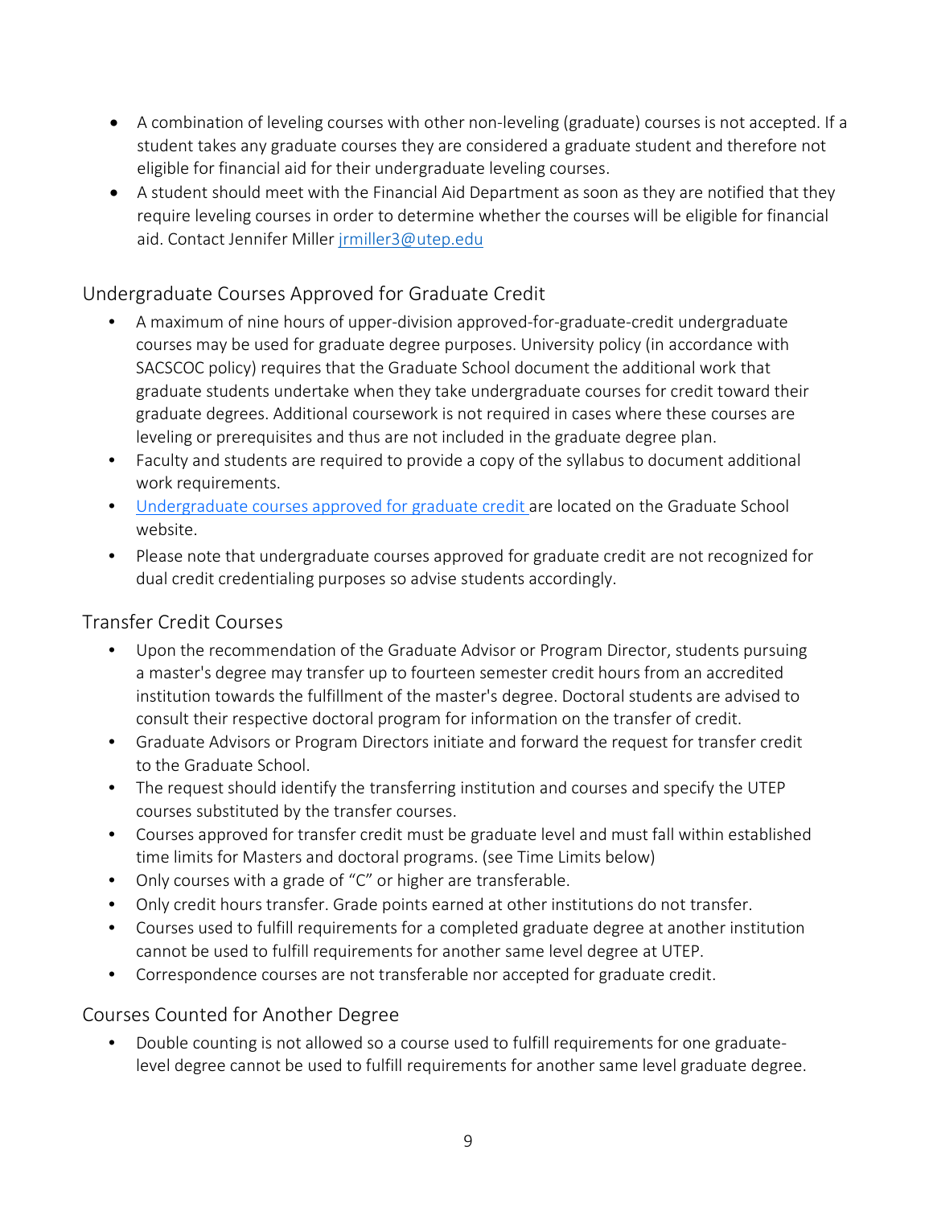- A combination of leveling courses with other non-leveling (graduate) courses is not accepted. If a student takes any graduate courses they are considered a graduate student and therefore not eligible for financial aid for their undergraduate leveling courses.
- A student should meet with the Financial Aid Department as soon as they are notified that they require leveling courses in order to determine whether the courses will be eligible for financial aid. Contact Jennifer Miller jrmiller3@utep.edu

## Undergraduate Courses Approved for Graduate Credit

- A maximum of nine hours of upper-division approved-for-graduate-credit undergraduate courses may be used for graduate degree purposes. University policy (in accordance with SACSCOC policy) requires that the Graduate School document the additional work that graduate students undertake when they take undergraduate courses for credit toward their graduate degrees. Additional coursework is not required in cases where these courses are leveling or prerequisites and thus are not included in the graduate degree plan.
- Faculty and students are required to provide a copy of the syllabus to document additional work requirements.
- Undergraduate courses approved for graduate credit are located on the Graduate School website.
- Please note that undergraduate courses approved for graduate credit are not recognized for dual credit credentialing purposes so advise students accordingly.

## Transfer Credit Courses

- Upon the recommendation of the Graduate Advisor or Program Director, students pursuing a master's degree may transfer up to fourteen semester credit hours from an accredited institution towards the fulfillment of the master's degree. Doctoral students are advised to consult their respective doctoral program for information on the transfer of credit.
- Graduate Advisors or Program Directors initiate and forward the request for transfer credit to the Graduate School.
- The request should identify the transferring institution and courses and specify the UTEP courses substituted by the transfer courses.
- Courses approved for transfer credit must be graduate level and must fall within established time limits for Masters and doctoral programs. (see Time Limits below)
- Only courses with a grade of "C" or higher are transferable.
- Only credit hours transfer. Grade points earned at other institutions do not transfer.
- Courses used to fulfill requirements for a completed graduate degree at another institution cannot be used to fulfill requirements for another same level degree at UTEP.
- Correspondence courses are not transferable nor accepted for graduate credit.

## Courses Counted for Another Degree

- Double counting is not allowed so a course used to fulfill requirements for one graduate-level degree cannot be used to fulfill requirements for another same level graduate degree.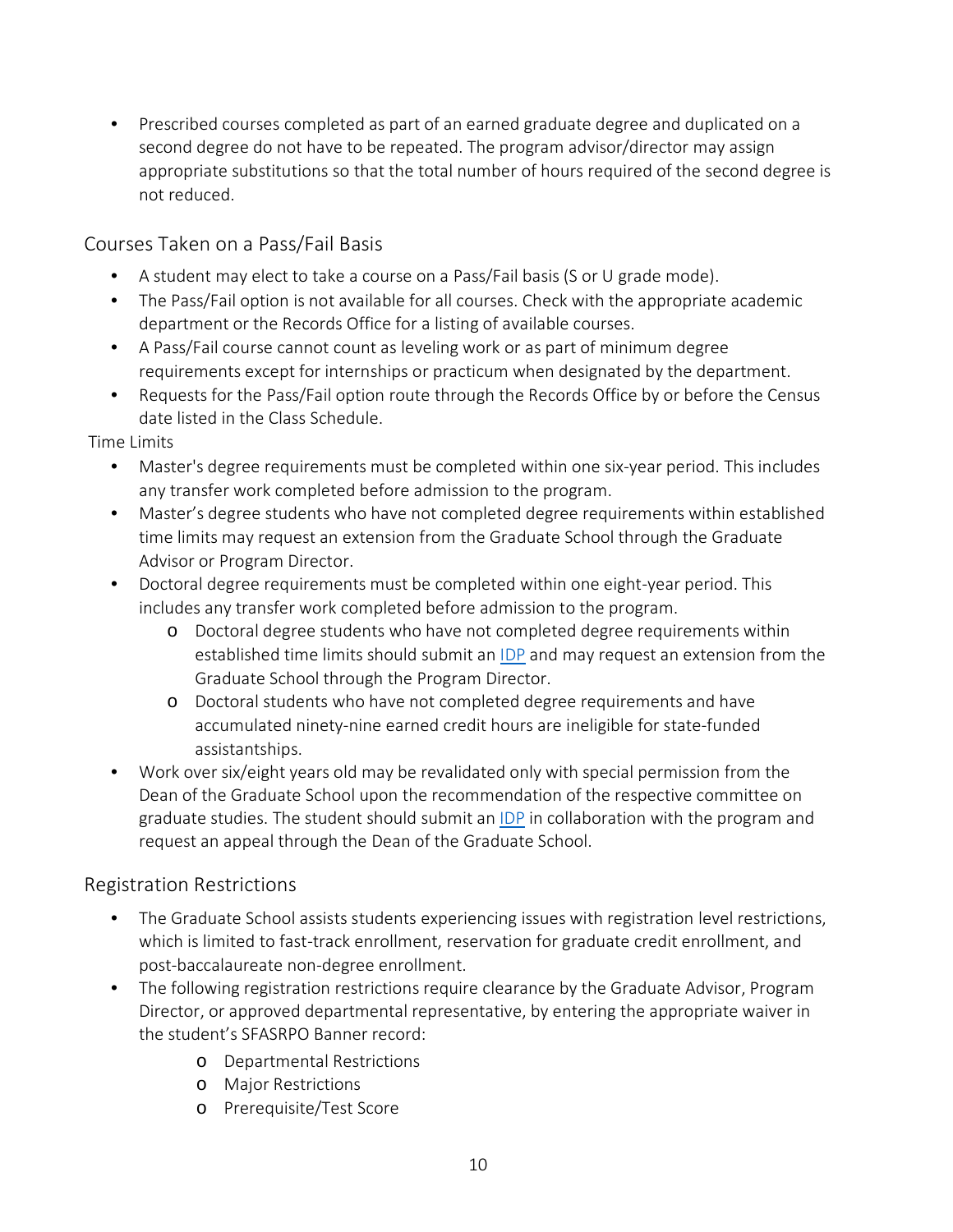- Prescribed courses completed as part of an earned graduate degree and duplicated on a second degree do not have to be repeated. The program advisor/director may assign appropriate substitutions so that the total number of hours required of the second degree is not reduced.

## Courses Taken on a Pass/Fail Basis

- A student may elect to take a course on a Pass/Fail basis (S or U grade mode).
- The Pass/Fail option is not available for all courses. Check with the appropriate academic department or the Records Office for a listing of available courses.
- A Pass/Fail course cannot count as leveling work or as part of minimum degree requirements except for internships or practicum when designated by the department.
- Requests for the Pass/Fail option route through the Records Office by or before the Census date listed in the Class Schedule.

Time Limits

- Master's degree requirements must be completed within one six-year period. This includes any transfer work completed before admission to the program.
- Master's degree students who have not completed degree requirements within established time limits may request an extension from the Graduate School through the Graduate Advisor or Program Director.
- Doctoral degree requirements must be completed within one eight-year period. This includes any transfer work completed before admission to the program.
  - Doctoral degree students who have not completed degree requirements within established time limits should submit an IDP and may request an extension from the Graduate School through the Program Director.
  - Doctoral students who have not completed degree requirements and have accumulated ninety-nine earned credit hours are ineligible for state-funded assistantships.
- Work over six/eight years old may be revalidated only with special permission from the Dean of the Graduate School upon the recommendation of the respective committee on graduate studies. The student should submit an IDP in collaboration with the program and request an appeal through the Dean of the Graduate School.

## Registration Restrictions

- The Graduate School assists students experiencing issues with registration level restrictions, which is limited to fast-track enrollment, reservation for graduate credit enrollment, and post-baccalaureate non-degree enrollment.
- The following registration restrictions require clearance by the Graduate Advisor, Program Director, or approved departmental representative, by entering the appropriate waiver in the student's SFASRPO Banner record:
  - Departmental Restrictions
  - Major Restrictions
  - Prerequisite/Test Score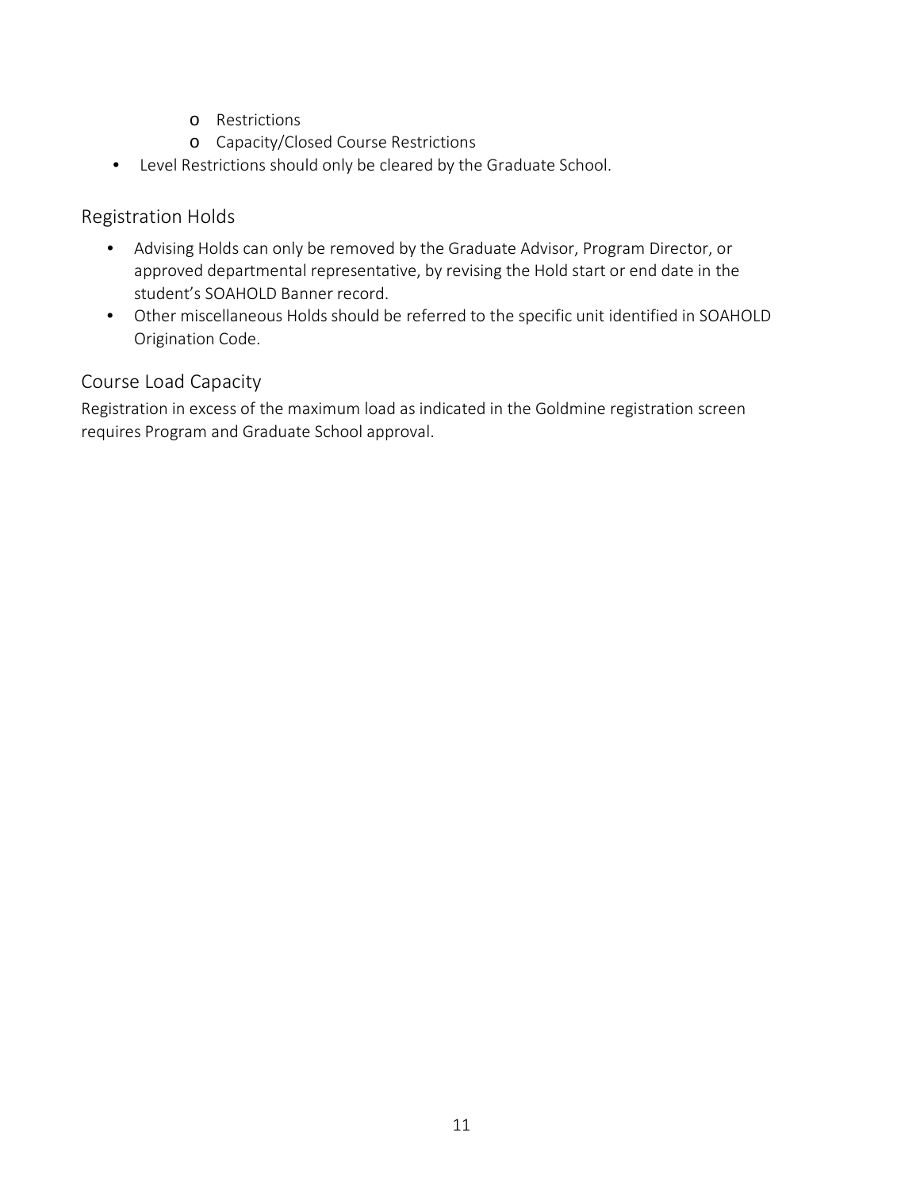- Restrictions
  - Capacity/Closed Course Restrictions
- Level Restrictions should only be cleared by the Graduate School.

## Registration Holds

- Advising Holds can only be removed by the Graduate Advisor, Program Director, or approved departmental representative, by revising the Hold start or end date in the student's SOAHOLD Banner record.
- Other miscellaneous Holds should be referred to the specific unit identified in SOAHOLD Origination Code.

## Course Load Capacity

Registration in excess of the maximum load as indicated in the Goldmine registration screen requires Program and Graduate School approval.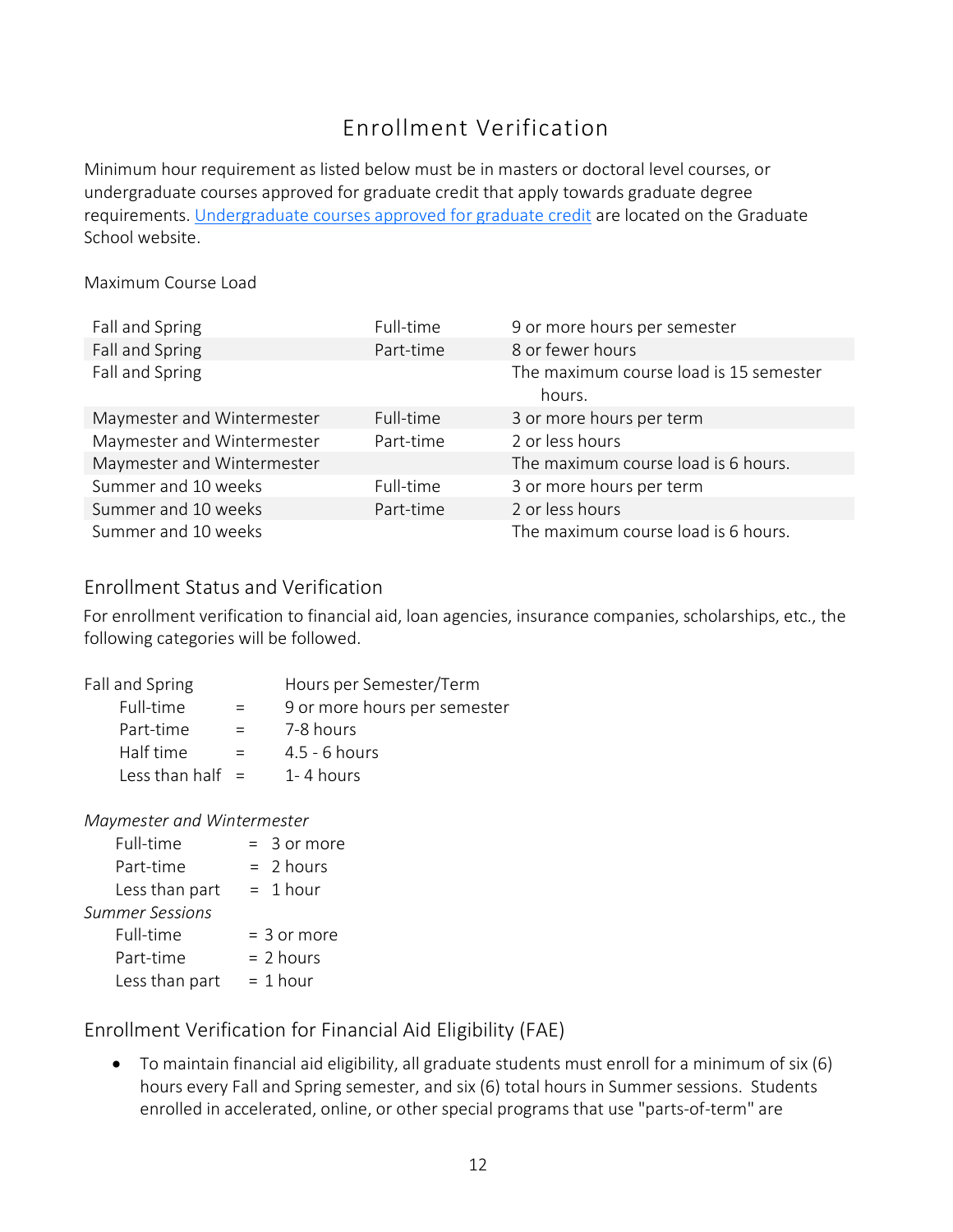# Enrollment Verification

Minimum hour requirement as listed below must be in masters or doctoral level courses, or undergraduate courses approved for graduate credit that apply towards graduate degree requirements. [Undergraduate courses approved for graduate credit] are located on the Graduate School website.

Maximum Course Load

| | | |
|---|---|---|
| Fall and Spring | Full-time | 9 or more hours per semester |
| Fall and Spring | Part-time | 8 or fewer hours |
| Fall and Spring | | The maximum course load is 15 semester hours. |
| Maymester and Wintermester | Full-time | 3 or more hours per term |
| Maymester and Wintermester | Part-time | 2 or less hours |
| Maymester and Wintermester | | The maximum course load is 6 hours. |
| Summer and 10 weeks | Full-time | 3 or more hours per term |
| Summer and 10 weeks | Part-time | 2 or less hours |
| Summer and 10 weeks | | The maximum course load is 6 hours. |

## Enrollment Status and Verification

For enrollment verification to financial aid, loan agencies, insurance companies, scholarships, etc., the following categories will be followed.

Fall and Spring — Hours per Semester/Term

- Full-time = 9 or more hours per semester
- Part-time = 7-8 hours
- Half time = 4.5 - 6 hours
- Less than half = 1- 4 hours

*Maymester and Wintermester*

- Full-time = 3 or more
- Part-time = 2 hours
- Less than part = 1 hour

*Summer Sessions*

- Full-time = 3 or more
- Part-time = 2 hours
- Less than part = 1 hour

## Enrollment Verification for Financial Aid Eligibility (FAE)

- To maintain financial aid eligibility, all graduate students must enroll for a minimum of six (6) hours every Fall and Spring semester, and six (6) total hours in Summer sessions. Students enrolled in accelerated, online, or other special programs that use "parts-of-term" are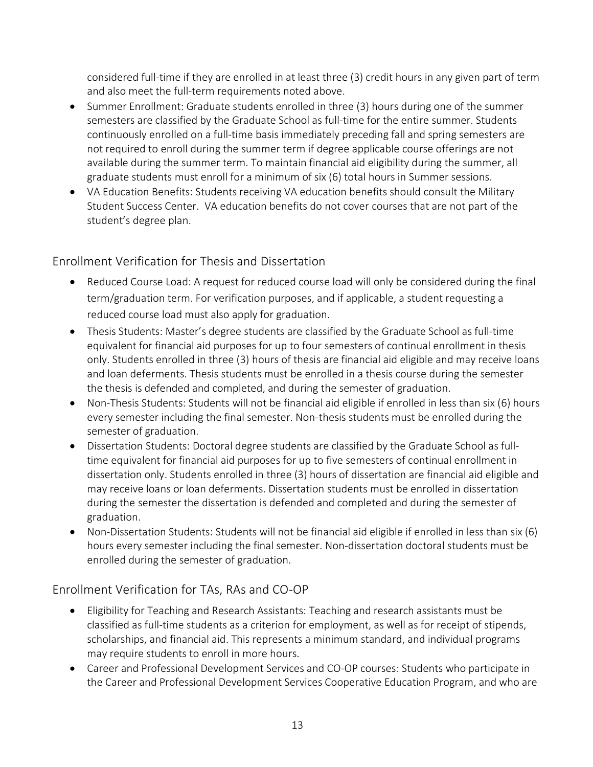considered full-time if they are enrolled in at least three (3) credit hours in any given part of term and also meet the full-term requirements noted above.

- Summer Enrollment: Graduate students enrolled in three (3) hours during one of the summer semesters are classified by the Graduate School as full-time for the entire summer. Students continuously enrolled on a full-time basis immediately preceding fall and spring semesters are not required to enroll during the summer term if degree applicable course offerings are not available during the summer term. To maintain financial aid eligibility during the summer, all graduate students must enroll for a minimum of six (6) total hours in Summer sessions.
- VA Education Benefits: Students receiving VA education benefits should consult the Military Student Success Center. VA education benefits do not cover courses that are not part of the student's degree plan.

## Enrollment Verification for Thesis and Dissertation

- Reduced Course Load: A request for reduced course load will only be considered during the final term/graduation term. For verification purposes, and if applicable, a student requesting a reduced course load must also apply for graduation.
- Thesis Students: Master's degree students are classified by the Graduate School as full-time equivalent for financial aid purposes for up to four semesters of continual enrollment in thesis only. Students enrolled in three (3) hours of thesis are financial aid eligible and may receive loans and loan deferments. Thesis students must be enrolled in a thesis course during the semester the thesis is defended and completed, and during the semester of graduation.
- Non-Thesis Students: Students will not be financial aid eligible if enrolled in less than six (6) hours every semester including the final semester. Non-thesis students must be enrolled during the semester of graduation.
- Dissertation Students: Doctoral degree students are classified by the Graduate School as full-time equivalent for financial aid purposes for up to five semesters of continual enrollment in dissertation only. Students enrolled in three (3) hours of dissertation are financial aid eligible and may receive loans or loan deferments. Dissertation students must be enrolled in dissertation during the semester the dissertation is defended and completed and during the semester of graduation.
- Non-Dissertation Students: Students will not be financial aid eligible if enrolled in less than six (6) hours every semester including the final semester. Non-dissertation doctoral students must be enrolled during the semester of graduation.

## Enrollment Verification for TAs, RAs and CO-OP

- Eligibility for Teaching and Research Assistants: Teaching and research assistants must be classified as full-time students as a criterion for employment, as well as for receipt of stipends, scholarships, and financial aid. This represents a minimum standard, and individual programs may require students to enroll in more hours.
- Career and Professional Development Services and CO-OP courses: Students who participate in the Career and Professional Development Services Cooperative Education Program, and who are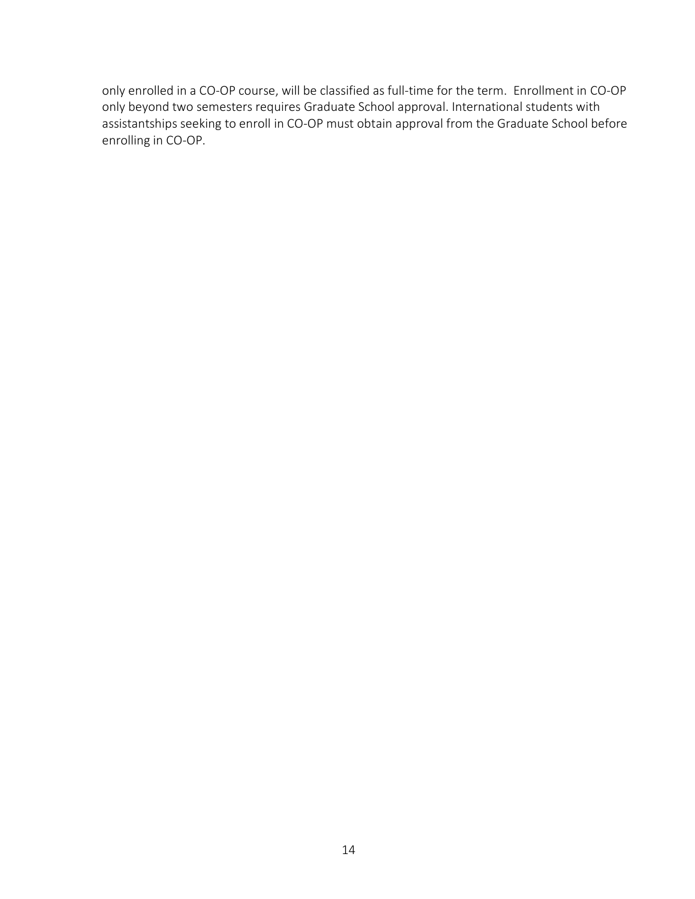only enrolled in a CO-OP course, will be classified as full-time for the term. Enrollment in CO-OP only beyond two semesters requires Graduate School approval. International students with assistantships seeking to enroll in CO-OP must obtain approval from the Graduate School before enrolling in CO-OP.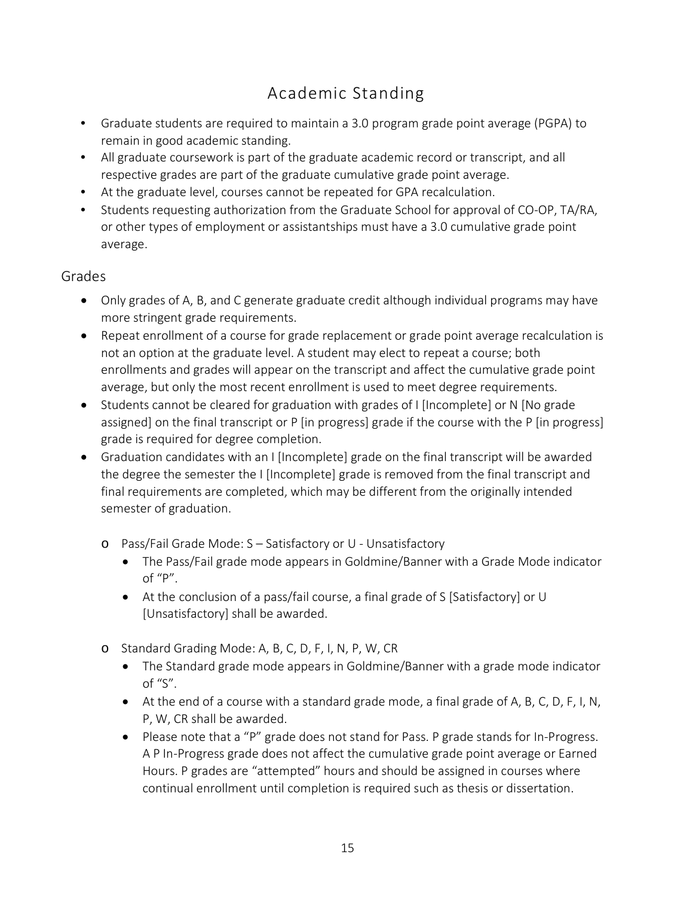# Academic Standing

- Graduate students are required to maintain a 3.0 program grade point average (PGPA) to remain in good academic standing.
- All graduate coursework is part of the graduate academic record or transcript, and all respective grades are part of the graduate cumulative grade point average.
- At the graduate level, courses cannot be repeated for GPA recalculation.
- Students requesting authorization from the Graduate School for approval of CO-OP, TA/RA, or other types of employment or assistantships must have a 3.0 cumulative grade point average.

## Grades

- Only grades of A, B, and C generate graduate credit although individual programs may have more stringent grade requirements.
- Repeat enrollment of a course for grade replacement or grade point average recalculation is not an option at the graduate level. A student may elect to repeat a course; both enrollments and grades will appear on the transcript and affect the cumulative grade point average, but only the most recent enrollment is used to meet degree requirements.
- Students cannot be cleared for graduation with grades of I [Incomplete] or N [No grade assigned] on the final transcript or P [in progress] grade if the course with the P [in progress] grade is required for degree completion.
- Graduation candidates with an I [Incomplete] grade on the final transcript will be awarded the degree the semester the I [Incomplete] grade is removed from the final transcript and final requirements are completed, which may be different from the originally intended semester of graduation.

  - Pass/Fail Grade Mode: S – Satisfactory or U - Unsatisfactory
    - The Pass/Fail grade mode appears in Goldmine/Banner with a Grade Mode indicator of "P".
    - At the conclusion of a pass/fail course, a final grade of S [Satisfactory] or U [Unsatisfactory] shall be awarded.

  - Standard Grading Mode: A, B, C, D, F, I, N, P, W, CR
    - The Standard grade mode appears in Goldmine/Banner with a grade mode indicator of "S".
    - At the end of a course with a standard grade mode, a final grade of A, B, C, D, F, I, N, P, W, CR shall be awarded.
    - Please note that a "P" grade does not stand for Pass. P grade stands for In-Progress. A P In-Progress grade does not affect the cumulative grade point average or Earned Hours. P grades are "attempted" hours and should be assigned in courses where continual enrollment until completion is required such as thesis or dissertation.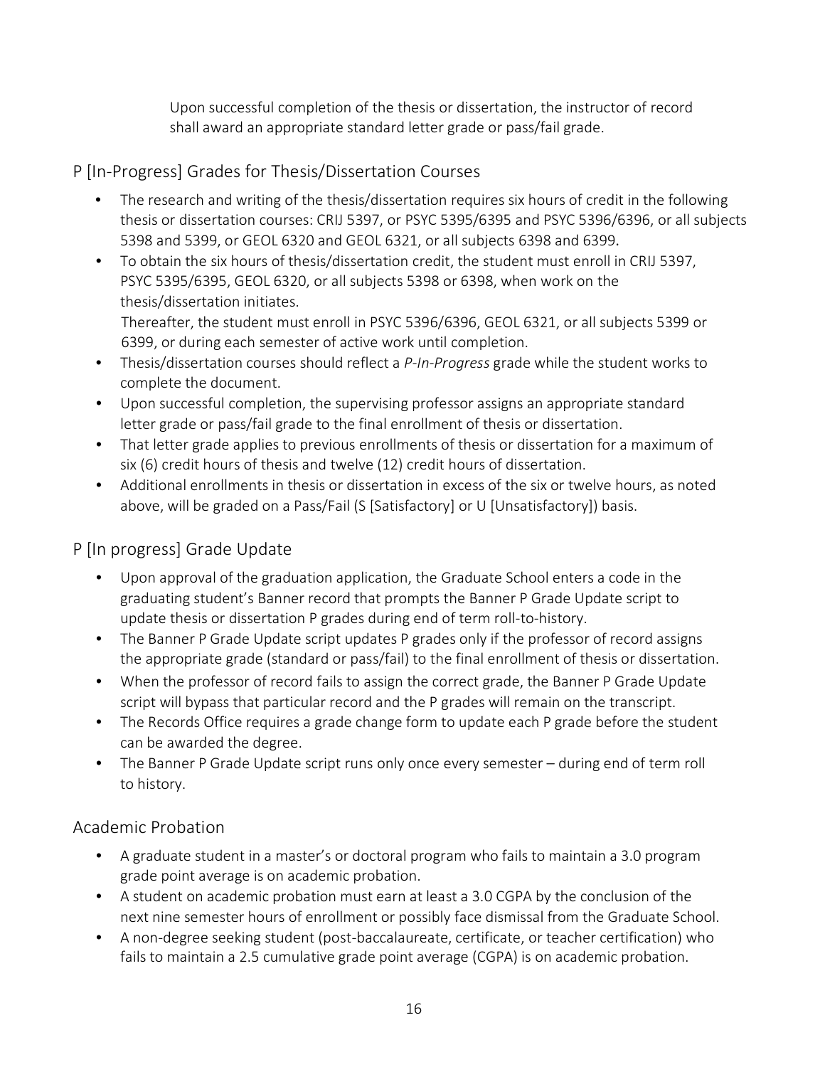Upon successful completion of the thesis or dissertation, the instructor of record shall award an appropriate standard letter grade or pass/fail grade.

## P [In-Progress] Grades for Thesis/Dissertation Courses

- The research and writing of the thesis/dissertation requires six hours of credit in the following thesis or dissertation courses: CRIJ 5397, or PSYC 5395/6395 and PSYC 5396/6396, or all subjects 5398 and 5399, or GEOL 6320 and GEOL 6321, or all subjects 6398 and 6399.
- To obtain the six hours of thesis/dissertation credit, the student must enroll in CRIJ 5397, PSYC 5395/6395, GEOL 6320, or all subjects 5398 or 6398, when work on the thesis/dissertation initiates.
  Thereafter, the student must enroll in PSYC 5396/6396, GEOL 6321, or all subjects 5399 or 6399, or during each semester of active work until completion.
- Thesis/dissertation courses should reflect a *P-In-Progress* grade while the student works to complete the document.
- Upon successful completion, the supervising professor assigns an appropriate standard letter grade or pass/fail grade to the final enrollment of thesis or dissertation.
- That letter grade applies to previous enrollments of thesis or dissertation for a maximum of six (6) credit hours of thesis and twelve (12) credit hours of dissertation.
- Additional enrollments in thesis or dissertation in excess of the six or twelve hours, as noted above, will be graded on a Pass/Fail (S [Satisfactory] or U [Unsatisfactory]) basis.

## P [In progress] Grade Update

- Upon approval of the graduation application, the Graduate School enters a code in the graduating student's Banner record that prompts the Banner P Grade Update script to update thesis or dissertation P grades during end of term roll-to-history.
- The Banner P Grade Update script updates P grades only if the professor of record assigns the appropriate grade (standard or pass/fail) to the final enrollment of thesis or dissertation.
- When the professor of record fails to assign the correct grade, the Banner P Grade Update script will bypass that particular record and the P grades will remain on the transcript.
- The Records Office requires a grade change form to update each P grade before the student can be awarded the degree.
- The Banner P Grade Update script runs only once every semester – during end of term roll to history.

## Academic Probation

- A graduate student in a master's or doctoral program who fails to maintain a 3.0 program grade point average is on academic probation.
- A student on academic probation must earn at least a 3.0 CGPA by the conclusion of the next nine semester hours of enrollment or possibly face dismissal from the Graduate School.
- A non-degree seeking student (post-baccalaureate, certificate, or teacher certification) who fails to maintain a 2.5 cumulative grade point average (CGPA) is on academic probation.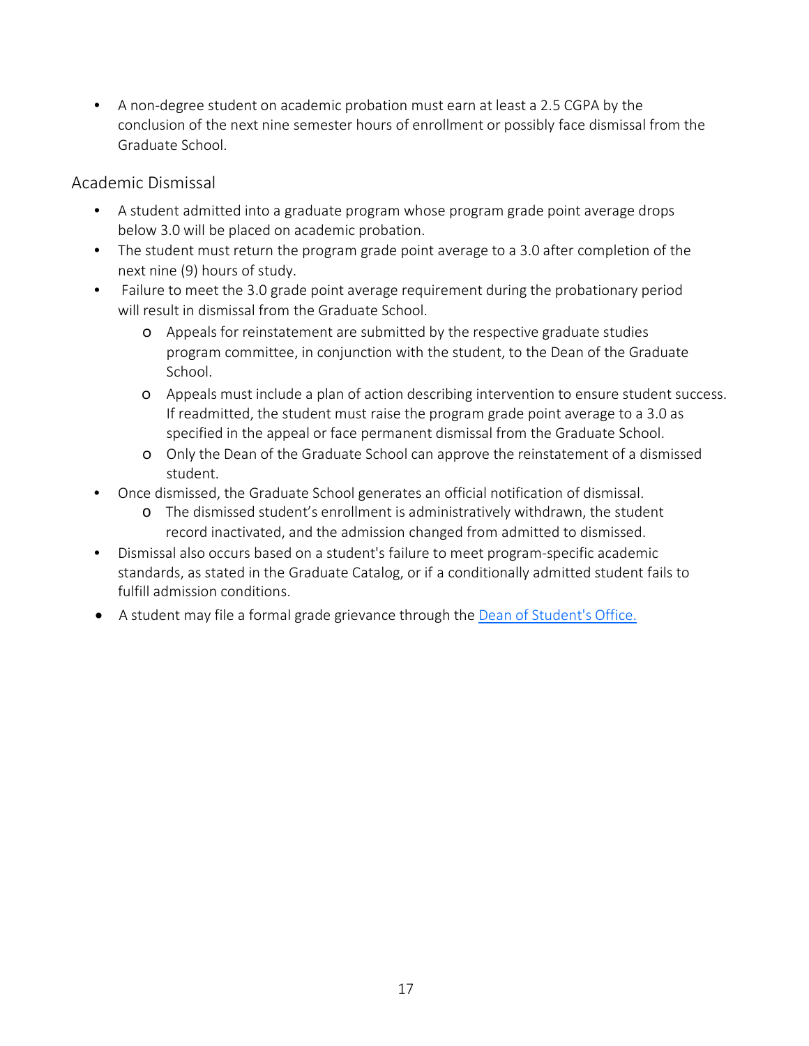- A non-degree student on academic probation must earn at least a 2.5 CGPA by the conclusion of the next nine semester hours of enrollment or possibly face dismissal from the Graduate School.

## Academic Dismissal

- A student admitted into a graduate program whose program grade point average drops below 3.0 will be placed on academic probation.
- The student must return the program grade point average to a 3.0 after completion of the next nine (9) hours of study.
- Failure to meet the 3.0 grade point average requirement during the probationary period will result in dismissal from the Graduate School.
  - Appeals for reinstatement are submitted by the respective graduate studies program committee, in conjunction with the student, to the Dean of the Graduate School.
  - Appeals must include a plan of action describing intervention to ensure student success. If readmitted, the student must raise the program grade point average to a 3.0 as specified in the appeal or face permanent dismissal from the Graduate School.
  - Only the Dean of the Graduate School can approve the reinstatement of a dismissed student.
- Once dismissed, the Graduate School generates an official notification of dismissal.
  - The dismissed student's enrollment is administratively withdrawn, the student record inactivated, and the admission changed from admitted to dismissed.
- Dismissal also occurs based on a student's failure to meet program-specific academic standards, as stated in the Graduate Catalog, or if a conditionally admitted student fails to fulfill admission conditions.
- A student may file a formal grade grievance through the [Dean of Student's Office.]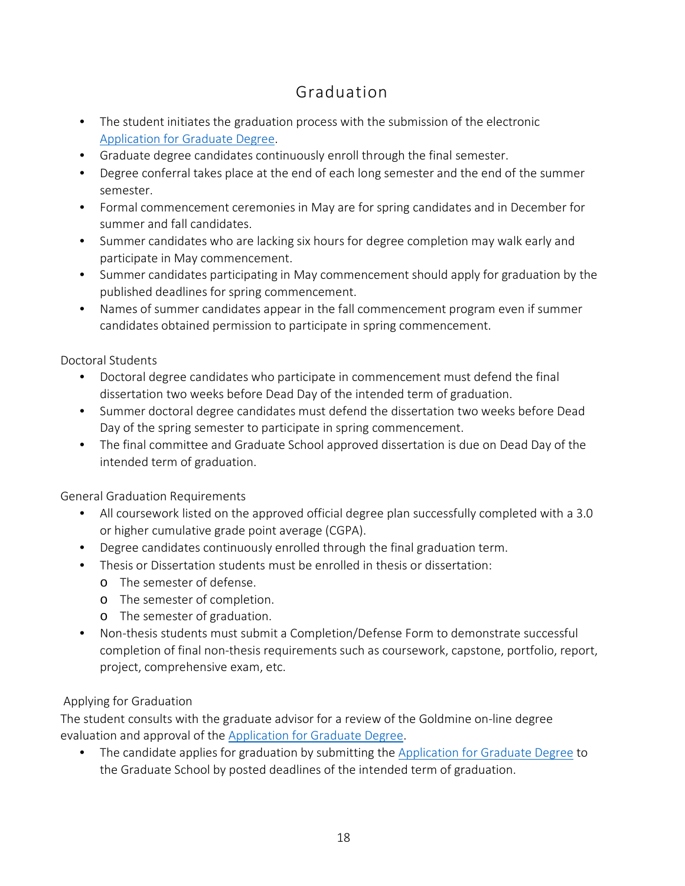# Graduation

- The student initiates the graduation process with the submission of the electronic Application for Graduate Degree.
- Graduate degree candidates continuously enroll through the final semester.
- Degree conferral takes place at the end of each long semester and the end of the summer semester.
- Formal commencement ceremonies in May are for spring candidates and in December for summer and fall candidates.
- Summer candidates who are lacking six hours for degree completion may walk early and participate in May commencement.
- Summer candidates participating in May commencement should apply for graduation by the published deadlines for spring commencement.
- Names of summer candidates appear in the fall commencement program even if summer candidates obtained permission to participate in spring commencement.

## Doctoral Students

- Doctoral degree candidates who participate in commencement must defend the final dissertation two weeks before Dead Day of the intended term of graduation.
- Summer doctoral degree candidates must defend the dissertation two weeks before Dead Day of the spring semester to participate in spring commencement.
- The final committee and Graduate School approved dissertation is due on Dead Day of the intended term of graduation.

## General Graduation Requirements

- All coursework listed on the approved official degree plan successfully completed with a 3.0 or higher cumulative grade point average (CGPA).
- Degree candidates continuously enrolled through the final graduation term.
- Thesis or Dissertation students must be enrolled in thesis or dissertation:
  - The semester of defense.
  - The semester of completion.
  - The semester of graduation.
- Non-thesis students must submit a Completion/Defense Form to demonstrate successful completion of final non-thesis requirements such as coursework, capstone, portfolio, report, project, comprehensive exam, etc.

## Applying for Graduation

The student consults with the graduate advisor for a review of the Goldmine on-line degree evaluation and approval of the Application for Graduate Degree.

- The candidate applies for graduation by submitting the Application for Graduate Degree to the Graduate School by posted deadlines of the intended term of graduation.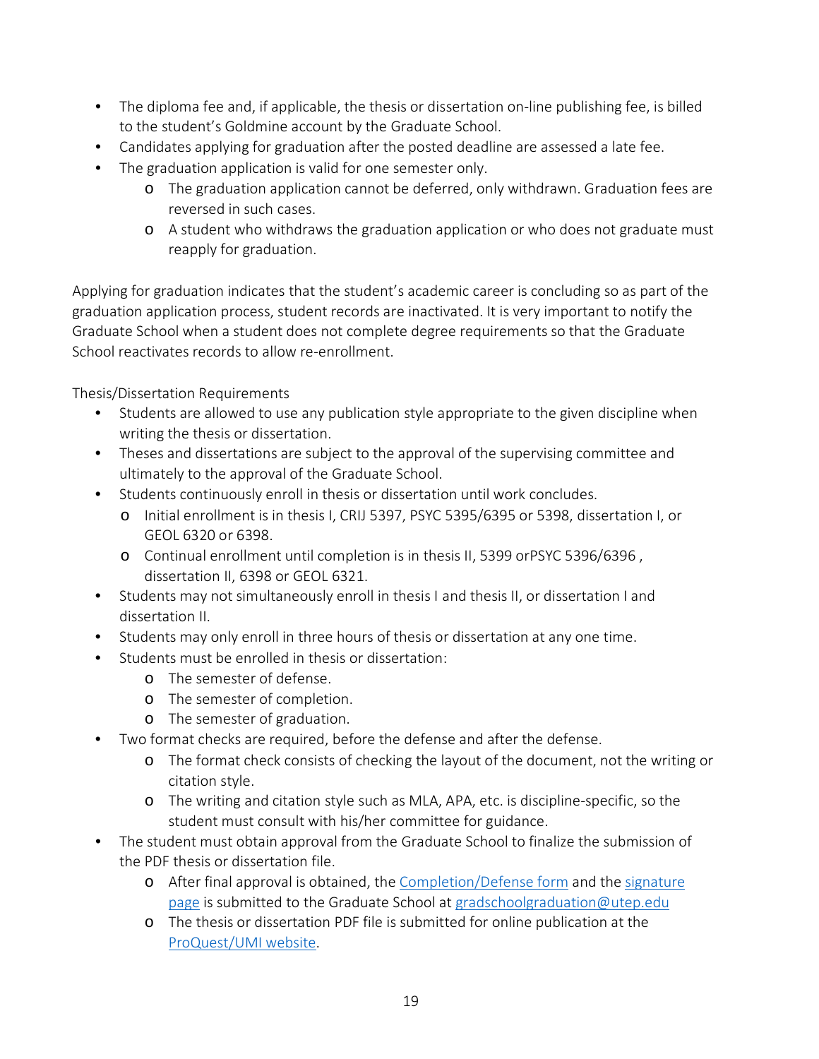- The diploma fee and, if applicable, the thesis or dissertation on-line publishing fee, is billed to the student's Goldmine account by the Graduate School.
- Candidates applying for graduation after the posted deadline are assessed a late fee.
- The graduation application is valid for one semester only.
  - The graduation application cannot be deferred, only withdrawn. Graduation fees are reversed in such cases.
  - A student who withdraws the graduation application or who does not graduate must reapply for graduation.

Applying for graduation indicates that the student's academic career is concluding so as part of the graduation application process, student records are inactivated. It is very important to notify the Graduate School when a student does not complete degree requirements so that the Graduate School reactivates records to allow re-enrollment.

Thesis/Dissertation Requirements

- Students are allowed to use any publication style appropriate to the given discipline when writing the thesis or dissertation.
- Theses and dissertations are subject to the approval of the supervising committee and ultimately to the approval of the Graduate School.
- Students continuously enroll in thesis or dissertation until work concludes.
  - Initial enrollment is in thesis I, CRIJ 5397, PSYC 5395/6395 or 5398, dissertation I, or GEOL 6320 or 6398.
  - Continual enrollment until completion is in thesis II, 5399 orPSYC 5396/6396 , dissertation II, 6398 or GEOL 6321.
- Students may not simultaneously enroll in thesis I and thesis II, or dissertation I and dissertation II.
- Students may only enroll in three hours of thesis or dissertation at any one time.
- Students must be enrolled in thesis or dissertation:
  - The semester of defense.
  - The semester of completion.
  - The semester of graduation.
- Two format checks are required, before the defense and after the defense.
  - The format check consists of checking the layout of the document, not the writing or citation style.
  - The writing and citation style such as MLA, APA, etc. is discipline-specific, so the student must consult with his/her committee for guidance.
- The student must obtain approval from the Graduate School to finalize the submission of the PDF thesis or dissertation file.
  - After final approval is obtained, the [Completion/Defense form](#) and the [signature page](#) is submitted to the Graduate School at [gradschoolgraduation@utep.edu](mailto:gradschoolgraduation@utep.edu)
  - The thesis or dissertation PDF file is submitted for online publication at the [ProQuest/UMI website](#).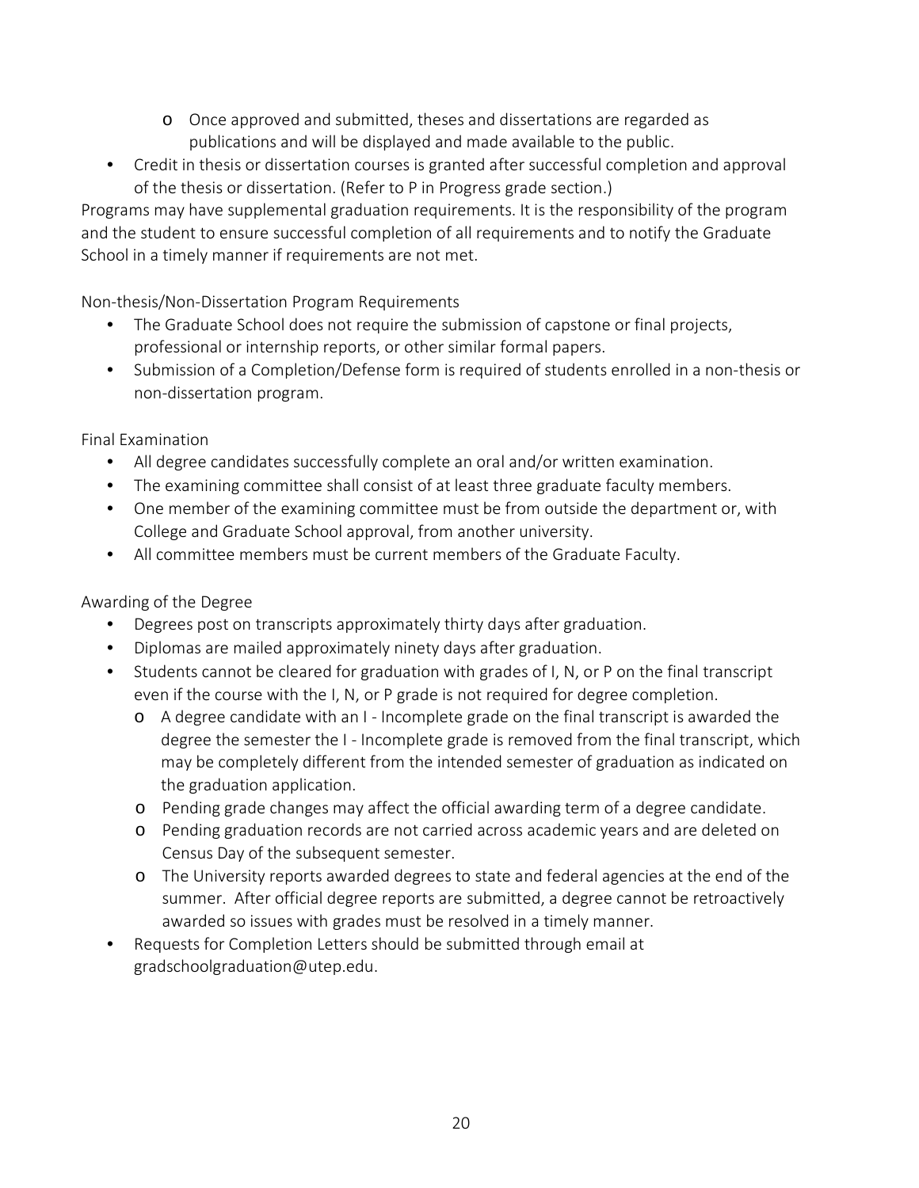- Once approved and submitted, theses and dissertations are regarded as publications and will be displayed and made available to the public.
- Credit in thesis or dissertation courses is granted after successful completion and approval of the thesis or dissertation. (Refer to P in Progress grade section.)

Programs may have supplemental graduation requirements. It is the responsibility of the program and the student to ensure successful completion of all requirements and to notify the Graduate School in a timely manner if requirements are not met.

Non-thesis/Non-Dissertation Program Requirements

- The Graduate School does not require the submission of capstone or final projects, professional or internship reports, or other similar formal papers.
- Submission of a Completion/Defense form is required of students enrolled in a non-thesis or non-dissertation program.

Final Examination

- All degree candidates successfully complete an oral and/or written examination.
- The examining committee shall consist of at least three graduate faculty members.
- One member of the examining committee must be from outside the department or, with College and Graduate School approval, from another university.
- All committee members must be current members of the Graduate Faculty.

Awarding of the Degree

- Degrees post on transcripts approximately thirty days after graduation.
- Diplomas are mailed approximately ninety days after graduation.
- Students cannot be cleared for graduation with grades of I, N, or P on the final transcript even if the course with the I, N, or P grade is not required for degree completion.
  - A degree candidate with an I - Incomplete grade on the final transcript is awarded the degree the semester the I - Incomplete grade is removed from the final transcript, which may be completely different from the intended semester of graduation as indicated on the graduation application.
  - Pending grade changes may affect the official awarding term of a degree candidate.
  - Pending graduation records are not carried across academic years and are deleted on Census Day of the subsequent semester.
  - The University reports awarded degrees to state and federal agencies at the end of the summer. After official degree reports are submitted, a degree cannot be retroactively awarded so issues with grades must be resolved in a timely manner.
- Requests for Completion Letters should be submitted through email at gradschoolgraduation@utep.edu.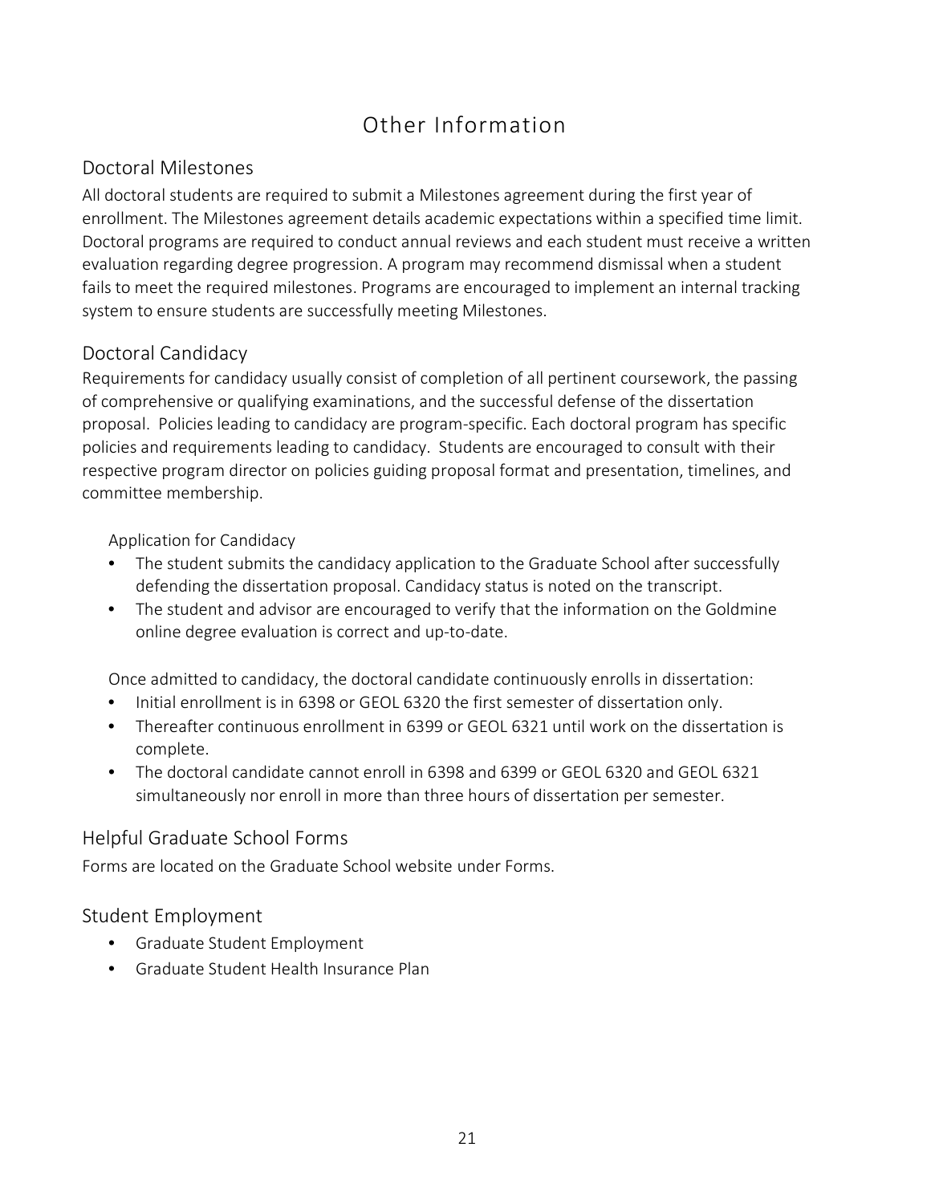# Other Information

## Doctoral Milestones

All doctoral students are required to submit a Milestones agreement during the first year of enrollment. The Milestones agreement details academic expectations within a specified time limit. Doctoral programs are required to conduct annual reviews and each student must receive a written evaluation regarding degree progression. A program may recommend dismissal when a student fails to meet the required milestones. Programs are encouraged to implement an internal tracking system to ensure students are successfully meeting Milestones.

## Doctoral Candidacy

Requirements for candidacy usually consist of completion of all pertinent coursework, the passing of comprehensive or qualifying examinations, and the successful defense of the dissertation proposal. Policies leading to candidacy are program-specific. Each doctoral program has specific policies and requirements leading to candidacy. Students are encouraged to consult with their respective program director on policies guiding proposal format and presentation, timelines, and committee membership.

### Application for Candidacy

- The student submits the candidacy application to the Graduate School after successfully defending the dissertation proposal. Candidacy status is noted on the transcript.
- The student and advisor are encouraged to verify that the information on the Goldmine online degree evaluation is correct and up-to-date.

Once admitted to candidacy, the doctoral candidate continuously enrolls in dissertation:

- Initial enrollment is in 6398 or GEOL 6320 the first semester of dissertation only.
- Thereafter continuous enrollment in 6399 or GEOL 6321 until work on the dissertation is complete.
- The doctoral candidate cannot enroll in 6398 and 6399 or GEOL 6320 and GEOL 6321 simultaneously nor enroll in more than three hours of dissertation per semester.

## Helpful Graduate School Forms

Forms are located on the Graduate School website under Forms.

## Student Employment

- Graduate Student Employment
- Graduate Student Health Insurance Plan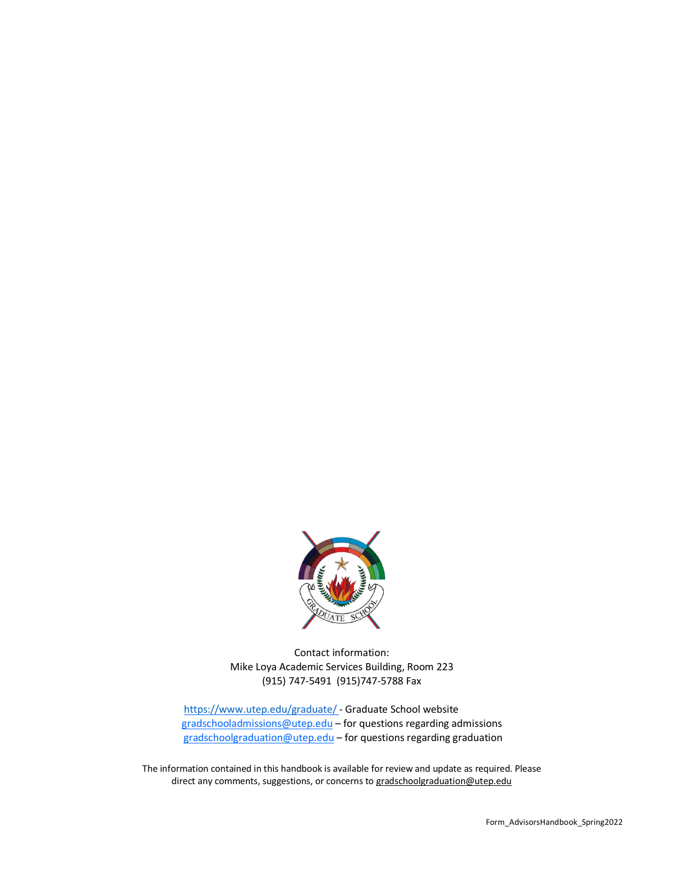Contact information:
Mike Loya Academic Services Building, Room 223
(915) 747-5491 (915)747-5788 Fax

https://www.utep.edu/graduate/ - Graduate School website
gradschooladmissions@utep.edu – for questions regarding admissions
gradschoolgraduation@utep.edu – for questions regarding graduation

The information contained in this handbook is available for review and update as required. Please direct any comments, suggestions, or concerns to gradschoolgraduation@utep.edu

Form_AdvisorsHandbook_Spring2022